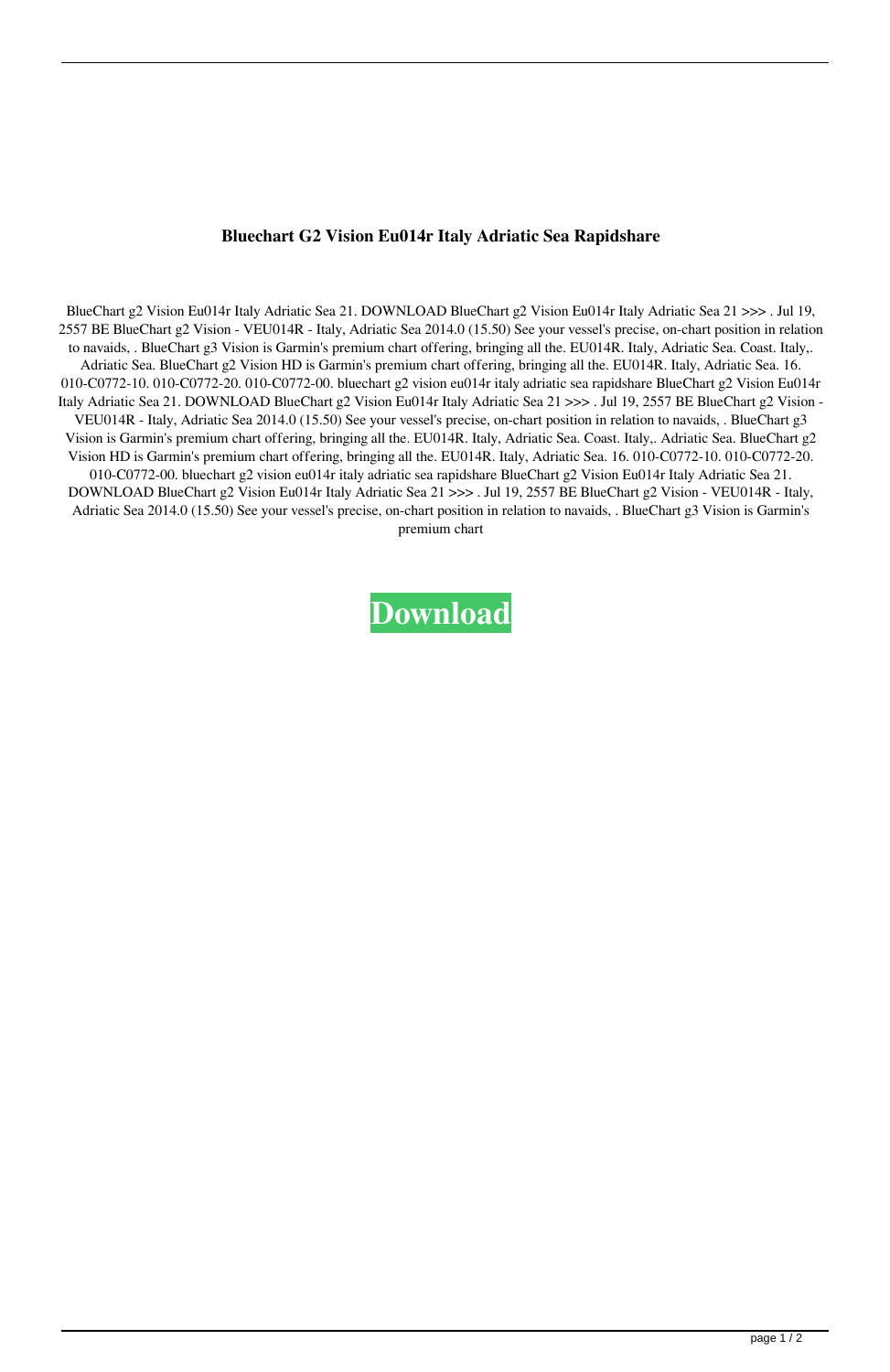**Bluechart G2 Vision Eu014r Italy Adriatic Sea Rapidshare**

BlueChart g2 Vision Eu014r Italy Adriatic Sea 21. DOWNLOAD BlueChart g2 Vision Eu014r Italy Adriatic Sea 21 >>> . Jul 19, 2557 BE BlueChart g2 Vision - VEU014R - Italy, Adriatic Sea 2014.0 (15.50) See your vessel's precise, on-chart position in relation to navaids, . BlueChart g3 Vision is Garmin's premium chart offering, bringing all the. EU014R. Italy, Adriatic Sea. Coast. Italy,. Adriatic Sea. BlueChart g2 Vision HD is Garmin's premium chart offering, bringing all the. EU014R. Italy, Adriatic Sea. 16. 010-C0772-10. 010-C0772-20. 010-C0772-00. bluechart g2 vision eu014r italy adriatic sea rapidshare BlueChart g2 Vision Eu014r Italy Adriatic Sea 21. DOWNLOAD BlueChart g2 Vision Eu014r Italy Adriatic Sea 21 >>> . Jul 19, 2557 BE BlueChart g2 Vision - VEU014R - Italy, Adriatic Sea 2014.0 (15.50) See your vessel's precise, on-chart position in relation to navaids, . BlueChart g3 Vision is Garmin's premium chart offering, bringing all the. EU014R. Italy, Adriatic Sea. Coast. Italy,. Adriatic Sea. BlueChart g2 Vision HD is Garmin's premium chart offering, bringing all the. EU014R. Italy, Adriatic Sea. 16. 010-C0772-10. 010-C0772-20. 010-C0772-00. bluechart g2 vision eu014r italy adriatic sea rapidshare BlueChart g2 Vision Eu014r Italy Adriatic Sea 21. DOWNLOAD BlueChart g2 Vision Eu014r Italy Adriatic Sea 21 >>> . Jul 19, 2557 BE BlueChart g2 Vision - VEU014R - Italy, Adriatic Sea 2014.0 (15.50) See your vessel's precise, on-chart position in relation to navaids, . BlueChart g3 Vision is Garmin's premium chart

**Download**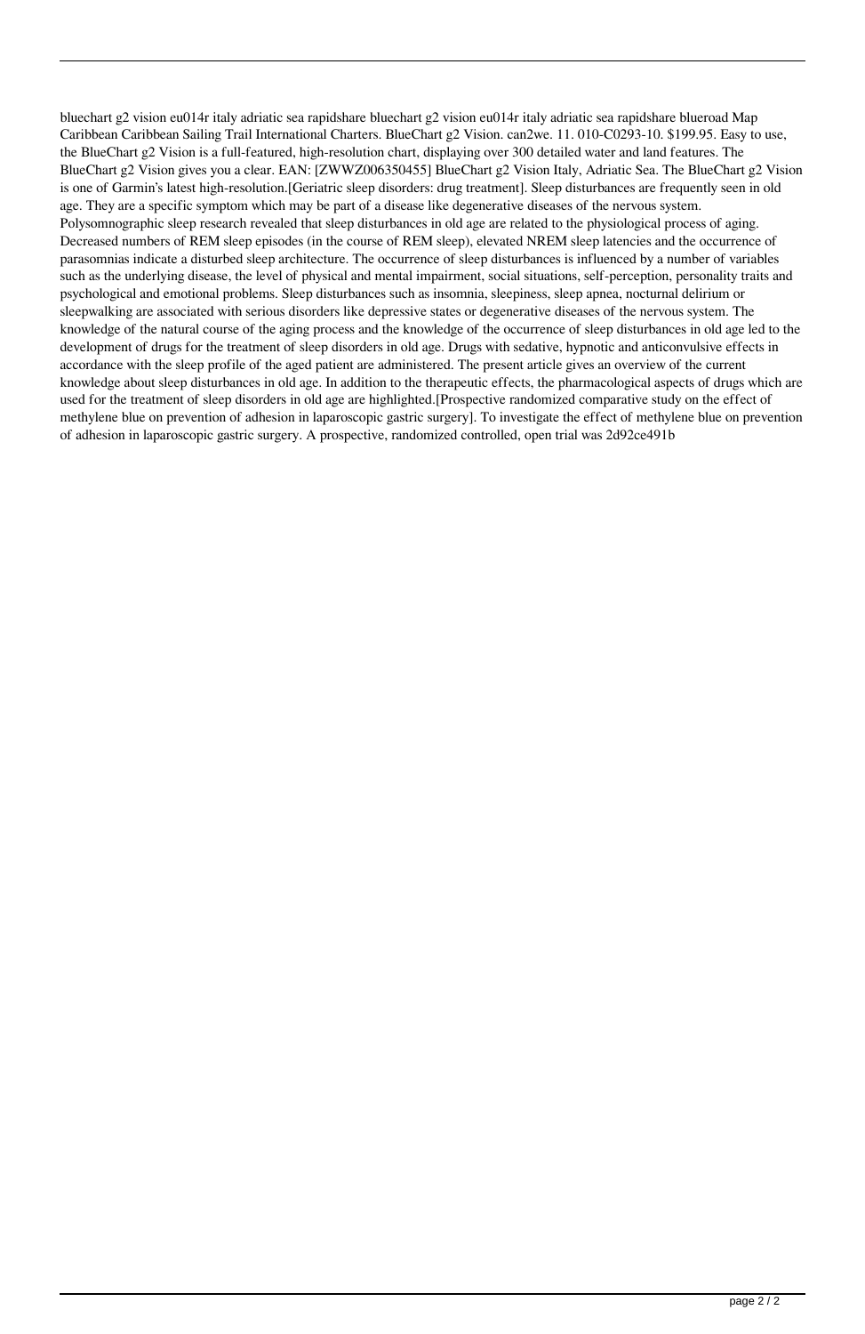bluechart g2 vision eu014r italy adriatic sea rapidshare bluechart g2 vision eu014r italy adriatic sea rapidshare blueroad Map Caribbean Caribbean Sailing Trail International Charters. BlueChart g2 Vision. can2we. 11. 010-C0293-10. $199.95. Easy to use, the BlueChart g2 Vision is a full-featured, high-resolution chart, displaying over 300 detailed water and land features. The BlueChart g2 Vision gives you a clear. EAN: [ZWWZ006350455] BlueChart g2 Vision Italy, Adriatic Sea. The BlueChart g2 Vision is one of Garmin's latest high-resolution.[Geriatric sleep disorders: drug treatment]. Sleep disturbances are frequently seen in old age. They are a specific symptom which may be part of a disease like degenerative diseases of the nervous system. Polysomnographic sleep research revealed that sleep disturbances in old age are related to the physiological process of aging. Decreased numbers of REM sleep episodes (in the course of REM sleep), elevated NREM sleep latencies and the occurrence of parasomnias indicate a disturbed sleep architecture. The occurrence of sleep disturbances is influenced by a number of variables such as the underlying disease, the level of physical and mental impairment, social situations, self-perception, personality traits and psychological and emotional problems. Sleep disturbances such as insomnia, sleepiness, sleep apnea, nocturnal delirium or sleepwalking are associated with serious disorders like depressive states or degenerative diseases of the nervous system. The knowledge of the natural course of the aging process and the knowledge of the occurrence of sleep disturbances in old age led to the development of drugs for the treatment of sleep disorders in old age. Drugs with sedative, hypnotic and anticonvulsive effects in accordance with the sleep profile of the aged patient are administered. The present article gives an overview of the current knowledge about sleep disturbances in old age. In addition to the therapeutic effects, the pharmacological aspects of drugs which are used for the treatment of sleep disorders in old age are highlighted.[Prospective randomized comparative study on the effect of methylene blue on prevention of adhesion in laparoscopic gastric surgery]. To investigate the effect of methylene blue on prevention of adhesion in laparoscopic gastric surgery. A prospective, randomized controlled, open trial was 2d92ce491b